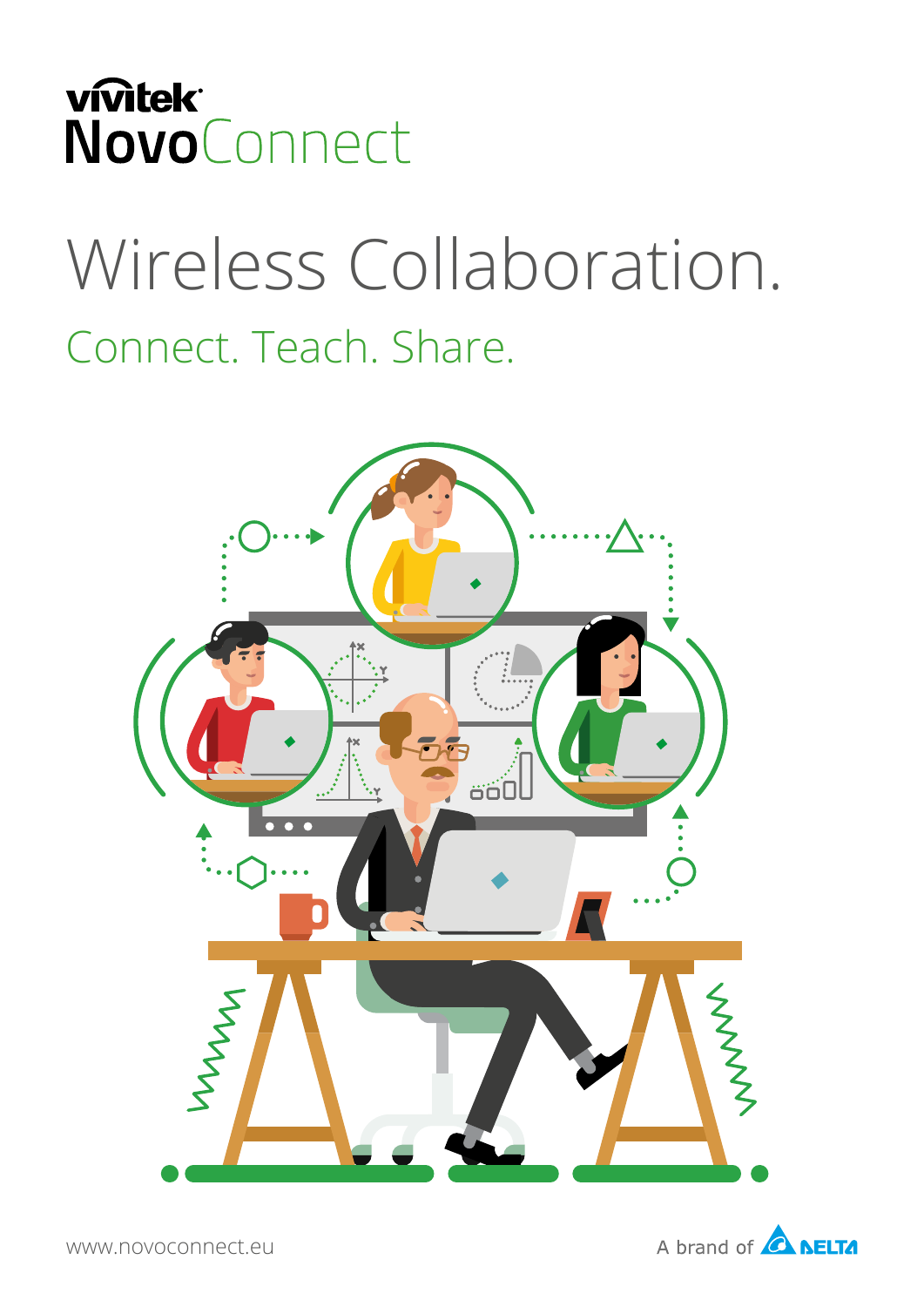vivitek

# NovoConnect

# Wireless Collaboration.

## Connect. Teach. Share.

www.novoconnect.eu

A brand of DELTA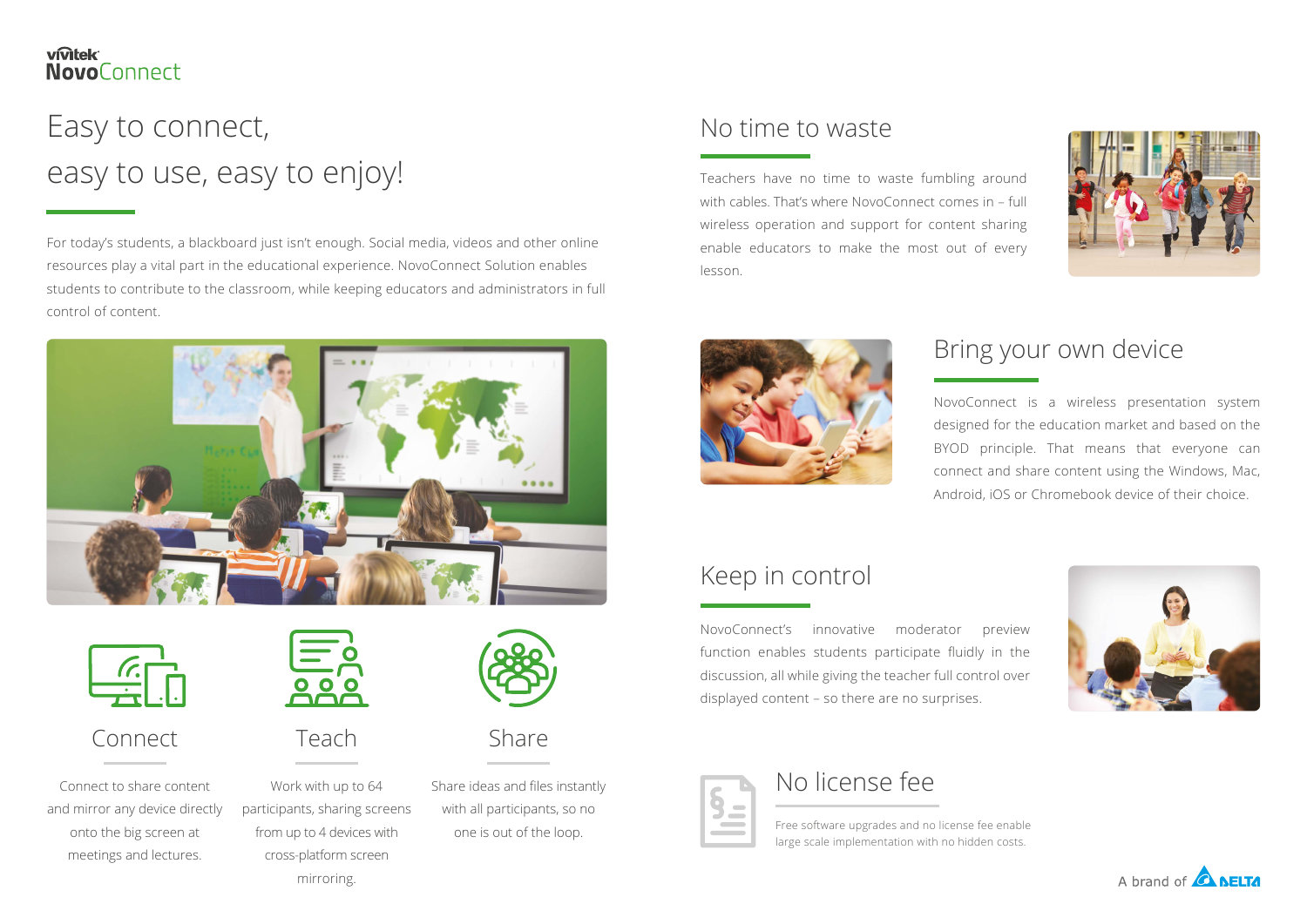vivitek NovoConnect

# Easy to connect, easy to use, easy to enjoy!

For today's students, a blackboard just isn't enough. Social media, videos and other online resources play a vital part in the educational experience. NovoConnect Solution enables students to contribute to the classroom, while keeping educators and administrators in full control of content.

### Connect

Connect to share content and mirror any device directly onto the big screen at meetings and lectures.

### Teach

Work with up to 64 participants, sharing screens from up to 4 devices with cross-platform screen mirroring.

### Share

Share ideas and files instantly with all participants, so no one is out of the loop.

## No time to waste

Teachers have no time to waste fumbling around with cables. That's where NovoConnect comes in – full wireless operation and support for content sharing enable educators to make the most out of every lesson.

## Bring your own device

NovoConnect is a wireless presentation system designed for the education market and based on the BYOD principle. That means that everyone can connect and share content using the Windows, Mac, Android, iOS or Chromebook device of their choice.

## Keep in control

NovoConnect's innovative moderator preview function enables students participate fluidly in the discussion, all while giving the teacher full control over displayed content – so there are no surprises.

## No license fee

Free software upgrades and no license fee enable large scale implementation with no hidden costs.

A brand of DELTA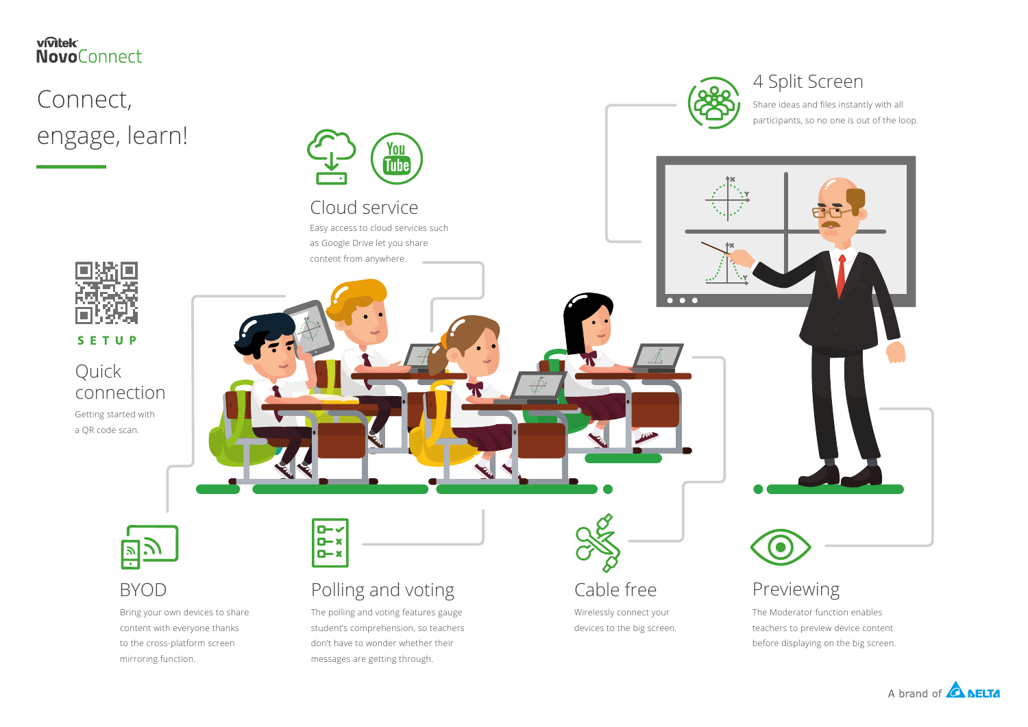vivitek NovoConnect

# Connect, engage, learn!

## Cloud service

Easy access to cloud services such as Google Drive let you share content from anywhere.

## 4 Split Screen

Share ideas and files instantly with all participants, so no one is out of the loop.

SETUP

## Quick connection

Getting started with a QR code scan.

## BYOD

Bring your own devices to share content with everyone thanks to the cross-platform screen mirroring function.

## Polling and voting

The polling and voting features gauge student's comprehension, so teachers don't have to wonder whether their messages are getting through.

## Cable free

Wirelessly connect your devices to the big screen.

## Previewing

The Moderator function enables teachers to preview device content before displaying on the big screen.

A brand of DELTA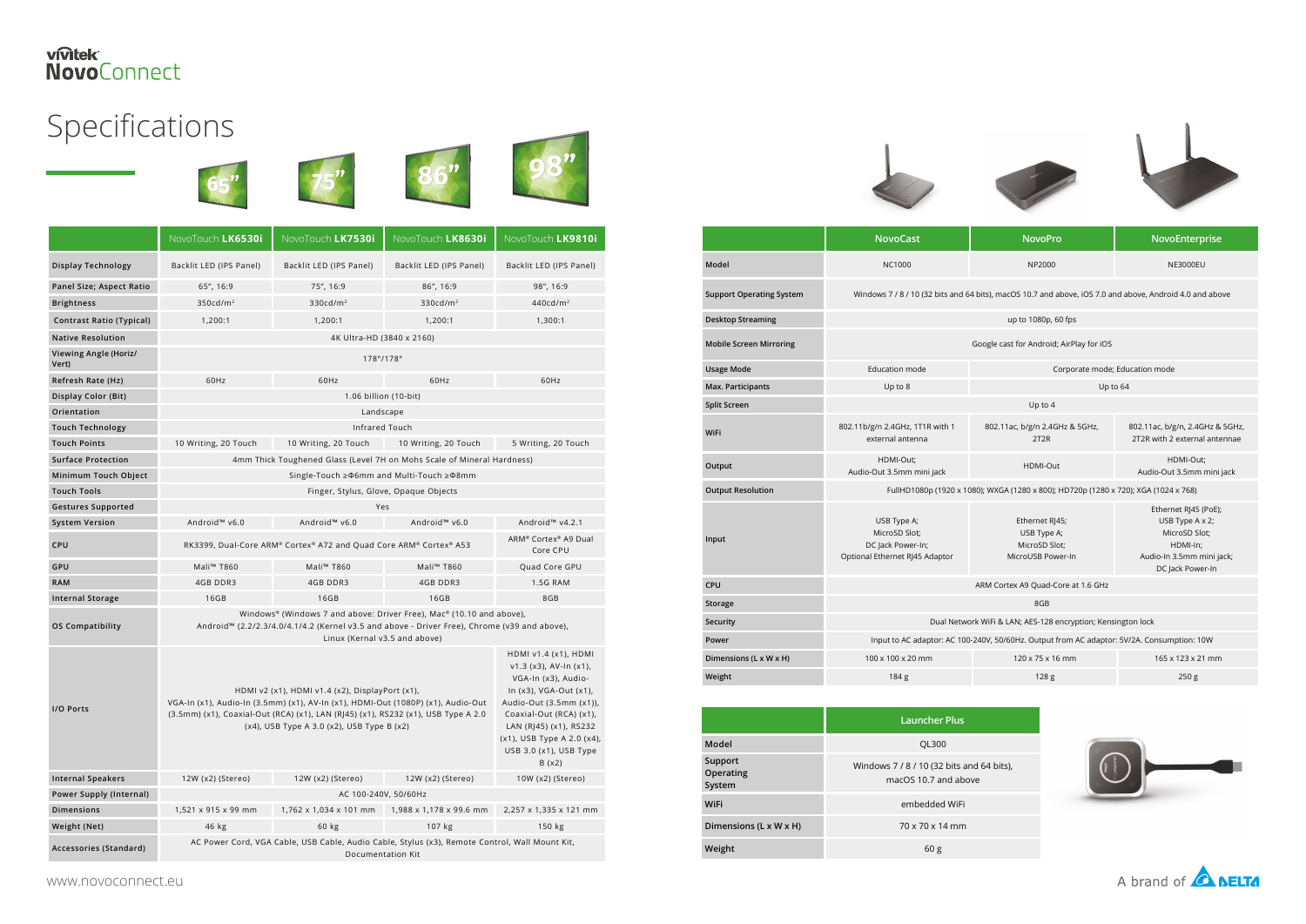# Specifications

| | NovoTouch **LK6530i** | NovoTouch **LK7530i** | NovoTouch **LK8630i** | NovoTouch **LK9810i** |
|---|---|---|---|---|
| Display Technology | Backlit LED (IPS Panel) | Backlit LED (IPS Panel) | Backlit LED (IPS Panel) | Backlit LED (IPS Panel) |
| Panel Size; Aspect Ratio | 65", 16:9 | 75", 16:9 | 86", 16:9 | 98", 16:9 |
| Brightness | 350cd/m² | 330cd/m² | 330cd/m² | 440cd/m² |
| Contrast Ratio (Typical) | 1,200:1 | 1,200:1 | 1,200:1 | 1,300:1 |
| Native Resolution | 4K Ultra-HD (3840 x 2160) | | | |
| Viewing Angle (Horiz/ Vert) | 178°/178° | | | |
| Refresh Rate (Hz) | 60Hz | 60Hz | 60Hz | 60Hz |
| Display Color (Bit) | 1.06 billion (10-bit) | | | |
| Orientation | Landscape | | | |
| Touch Technology | Infrared Touch | | | |
| Touch Points | 10 Writing, 20 Touch | 10 Writing, 20 Touch | 10 Writing, 20 Touch | 5 Writing, 20 Touch |
| Surface Protection | 4mm Thick Toughened Glass (Level 7H on Mohs Scale of Mineral Hardness) | | | |
| Minimum Touch Object | Single-Touch ≥Φ6mm and Multi-Touch ≥Φ8mm | | | |
| Touch Tools | Finger, Stylus, Glove, Opaque Objects | | | |
| Gestures Supported | Yes | | | |
| System Version | Android™ v6.0 | Android™ v6.0 | Android™ v6.0 | Android™ v4.2.1 |
| CPU | RK3399, Dual-Core ARM® Cortex® A72 and Quad Core ARM® Cortex® A53 | | | ARM® Cortex® A9 Dual Core CPU |
| GPU | Mali™ T860 | Mali™ T860 | Mali™ T860 | Quad Core GPU |
| RAM | 4GB DDR3 | 4GB DDR3 | 4GB DDR3 | 1.5G RAM |
| Internal Storage | 16GB | 16GB | 16GB | 8GB |
| OS Compatibility | Windows® (Windows 7 and above: Driver Free), Mac® (10.10 and above), Android™ (2.2/2.3/4.0/4.1/4.2 (Kernel v3.5 and above - Driver Free), Chrome (v39 and above), Linux (Kernal v3.5 and above) | | | |
| I/O Ports | HDMI v2 (x1), HDMI v1.4 (x2), DisplayPort (x1), VGA-In (x1), Audio-In (3.5mm) (x1), AV-In (x1), HDMI-Out (1080P) (x1), Audio-Out (3.5mm) (x1), Coaxial-Out (RCA) (x1), LAN (RJ45) (x1), RS232 (x1), USB Type A 2.0 (x4), USB Type A 3.0 (x2), USB Type B (x2) | | | HDMI v1.4 (x1), HDMI v1.3 (x3), AV-In (x1), VGA-In (x3), Audio-In (x3), VGA-Out (x1), Audio-Out (3.5mm (x1)), Coaxial-Out (RCA) (x1), LAN (RJ45) (x1), RS232 (x1), USB Type A 2.0 (x4), USB 3.0 (x1), USB Type B (x2) |
| Internal Speakers | 12W (x2) (Stereo) | 12W (x2) (Stereo) | 12W (x2) (Stereo) | 10W (x2) (Stereo) |
| Power Supply (Internal) | AC 100-240V, 50/60Hz | | | |
| Dimensions | 1,521 x 915 x 99 mm | 1,762 x 1,034 x 101 mm | 1,988 x 1,178 x 99.6 mm | 2,257 x 1,335 x 121 mm |
| Weight (Net) | 46 kg | 60 kg | 107 kg | 150 kg |
| Accessories (Standard) | AC Power Cord, VGA Cable, USB Cable, Audio Cable, Stylus (x3), Remote Control, Wall Mount Kit, Documentation Kit | | | |

| | NovoCast | NovoPro | NovoEnterprise |
|---|---|---|---|
| Model | NC1000 | NP2000 | NE3000EU |
| Support Operating System | Windows 7 / 8 / 10 (32 bits and 64 bits), macOS 10.7 and above, iOS 7.0 and above, Android 4.0 and above | | |
| Desktop Streaming | up to 1080p, 60 fps | | |
| Mobile Screen Mirroring | Google cast for Android; AirPlay for iOS | | |
| Usage Mode | Education mode | Corporate mode; Education mode | |
| Max. Participants | Up to 8 | Up to 64 | |
| Split Screen | Up to 4 | | |
| WiFi | 802.11b/g/n 2.4GHz, 1T1R with 1 external antenna | 802.11ac, b/g/n 2.4GHz & 5GHz, 2T2R | 802.11ac, b/g/n, 2.4GHz & 5GHz, 2T2R with 2 external antennae |
| Output | HDMI-Out; Audio-Out 3.5mm mini jack | HDMI-Out | HDMI-Out; Audio-Out 3.5mm mini jack |
| Output Resolution | FullHD1080p (1920 x 1080); WXGA (1280 x 800); HD720p (1280 x 720); XGA (1024 x 768) | | |
| Input | USB Type A; MicroSD Slot; DC Jack Power-In; Optional Ethernet RJ45 Adaptor | Ethernet RJ45; USB Type A; MicroSD Slot; MicroUSB Power-In | Ethernet RJ45 (PoE); USB Type A x 2; MicroSD Slot; HDMI-In; Audio-In 3.5mm mini jack; DC Jack Power-In |
| CPU | ARM Cortex A9 Quad-Core at 1.6 GHz | | |
| Storage | 8GB | | |
| Security | Dual Network WiFi & LAN; AES-128 encryption; Kensington lock | | |
| Power | Input to AC adaptor: AC 100-240V, 50/60Hz. Output from AC adaptor: 5V/2A. Consumption: 10W | | |
| Dimensions (L x W x H) | 100 x 100 x 20 mm | 120 x 75 x 16 mm | 165 x 123 x 21 mm |
| Weight | 184 g | 128 g | 250 g |

| | Launcher Plus |
|---|---|
| Model | QL300 |
| Support Operating System | Windows 7 / 8 / 10 (32 bits and 64 bits), macOS 10.7 and above |
| WiFi | embedded WiFi |
| Dimensions (L x W x H) | 70 x 70 x 14 mm |
| Weight | 60 g |

www.novoconnect.eu

A brand of DELTA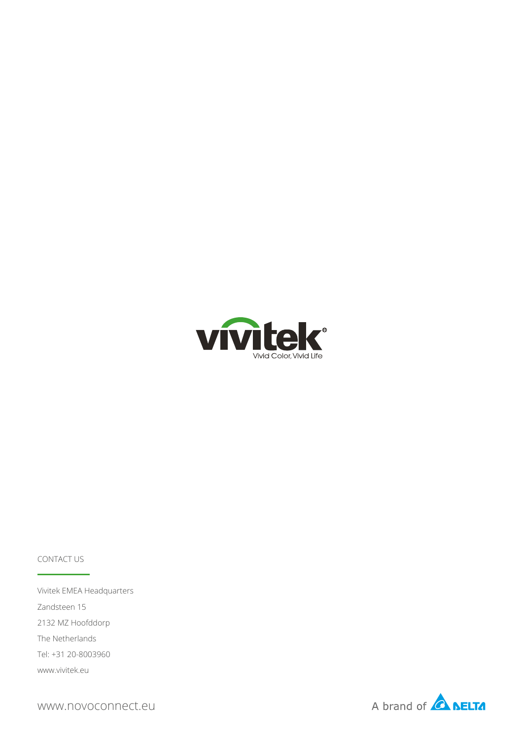vivitek

Vivid Color, Vivid Life

CONTACT US

Vivitek EMEA Headquarters

Zandsteen 15

2132 MZ Hoofddorp

The Netherlands

Tel: +31 20-8003960

www.vivitek.eu

www.novoconnect.eu

A brand of DELTA